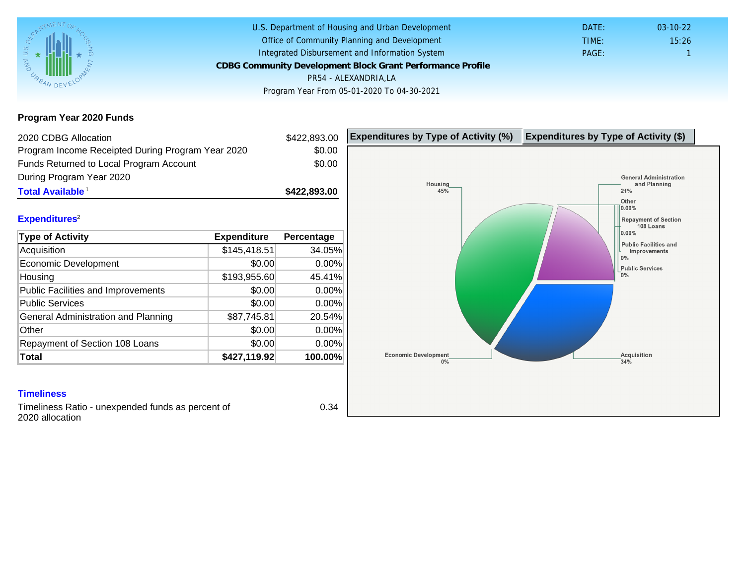U.S. Department of Housing and Urban Development
Office of Community Planning and Development
Integrated Disbursement and Information System

**CDBG Community Development Block Grant Performance Profile**

PR54 - ALEXANDRIA,LA

Program Year From 05-01-2020 To 04-30-2021

DATE: 03-10-22
TIME: 15:26
PAGE: 1

## Program Year 2020 Funds

| | |
|---|---|
| 2020 CDBG Allocation | $422,893.00 |
| Program Income Receipted During Program Year 2020 | $0.00 |
| Funds Returned to Local Program Account During Program Year 2020 | $0.00 |
| **Total Available** [1] | **$422,893.00** |

## Expenditures[2]

| Type of Activity | Expenditure | Percentage |
|---|---|---|
| Acquisition | $145,418.51 | 34.05% |
| Economic Development | $0.00 | 0.00% |
| Housing | $193,955.60 | 45.41% |
| Public Facilities and Improvements | $0.00 | 0.00% |
| Public Services | $0.00 | 0.00% |
| General Administration and Planning | $87,745.81 | 20.54% |
| Other | $0.00 | 0.00% |
| Repayment of Section 108 Loans | $0.00 | 0.00% |
| **Total** | **$427,119.92** | **100.00%** |

## Timeliness

Timeliness Ratio - unexpended funds as percent of 2020 allocation: 0.34

**Expenditures by Type of Activity (%)** | **Expenditures by Type of Activity ($)**

Housing 45%; General Administration and Planning 21%; Other 0.00%; Repayment of Section 108 Loans 0.00%; Public Facilities and Improvements 0%; Public Services 0%; Economic Development 0%; Acquisition 34%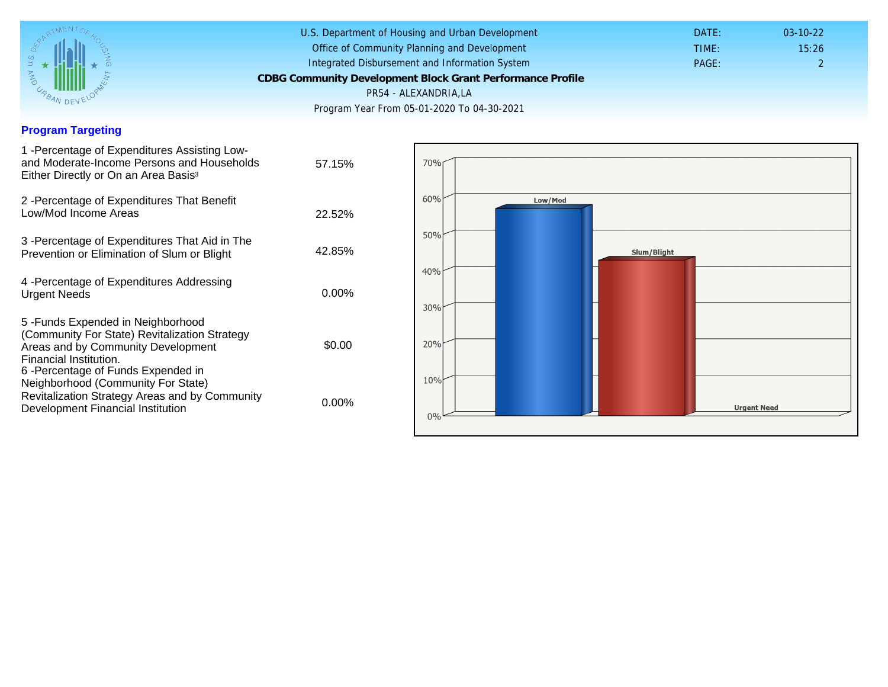U.S. Department of Housing and Urban Development
Office of Community Planning and Development
Integrated Disbursement and Information System

# CDBG Community Development Block Grant Performance Profile

PR54 - ALEXANDRIA,LA
Program Year From 05-01-2020 To 04-30-2021

DATE: 03-10-22
TIME: 15:26
PAGE: 2

## Program Targeting

| | |
|---|---|
| 1 -Percentage of Expenditures Assisting Low- and Moderate-Income Persons and Households Either Directly or On an Area Basis[3] | 57.15% |
| 2 -Percentage of Expenditures That Benefit Low/Mod Income Areas | 22.52% |
| 3 -Percentage of Expenditures That Aid in The Prevention or Elimination of Slum or Blight | 42.85% |
| 4 -Percentage of Expenditures Addressing Urgent Needs | 0.00% |
| 5 -Funds Expended in Neighborhood (Community For State) Revitalization Strategy Areas and by Community Development Financial Institution. | $0.00 |
| 6 -Percentage of Funds Expended in Neighborhood (Community For State) Revitalization Strategy Areas and by Community Development Financial Institution | 0.00% |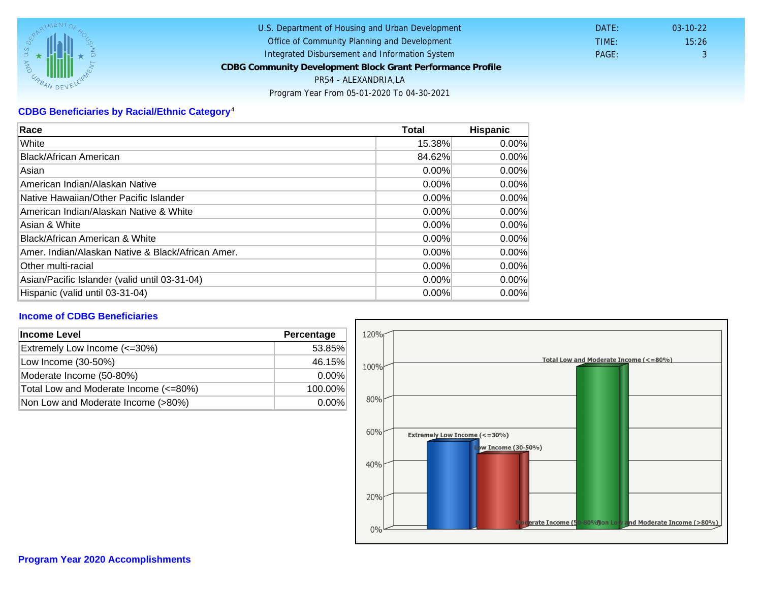U.S. Department of Housing and Urban Development
Office of Community Planning and Development
Integrated Disbursement and Information System
**CDBG Community Development Block Grant Performance Profile**
PR54 - ALEXANDRIA,LA
Program Year From 05-01-2020 To 04-30-2021

DATE: 03-10-22
TIME: 15:26
PAGE: 3

## CDBG Beneficiaries by Racial/Ethnic Category[4]

| Race | Total | Hispanic |
|---|---|---|
| White | 15.38% | 0.00% |
| Black/African American | 84.62% | 0.00% |
| Asian | 0.00% | 0.00% |
| American Indian/Alaskan Native | 0.00% | 0.00% |
| Native Hawaiian/Other Pacific Islander | 0.00% | 0.00% |
| American Indian/Alaskan Native & White | 0.00% | 0.00% |
| Asian & White | 0.00% | 0.00% |
| Black/African American & White | 0.00% | 0.00% |
| Amer. Indian/Alaskan Native & Black/African Amer. | 0.00% | 0.00% |
| Other multi-racial | 0.00% | 0.00% |
| Asian/Pacific Islander (valid until 03-31-04) | 0.00% | 0.00% |
| Hispanic (valid until 03-31-04) | 0.00% | 0.00% |

## Income of CDBG Beneficiaries

| Income Level | Percentage |
|---|---|
| Extremely Low Income (<=30%) | 53.85% |
| Low Income (30-50%) | 46.15% |
| Moderate Income (50-80%) | 0.00% |
| Total Low and Moderate Income (<=80%) | 100.00% |
| Non Low and Moderate Income (>80%) | 0.00% |

## Program Year 2020 Accomplishments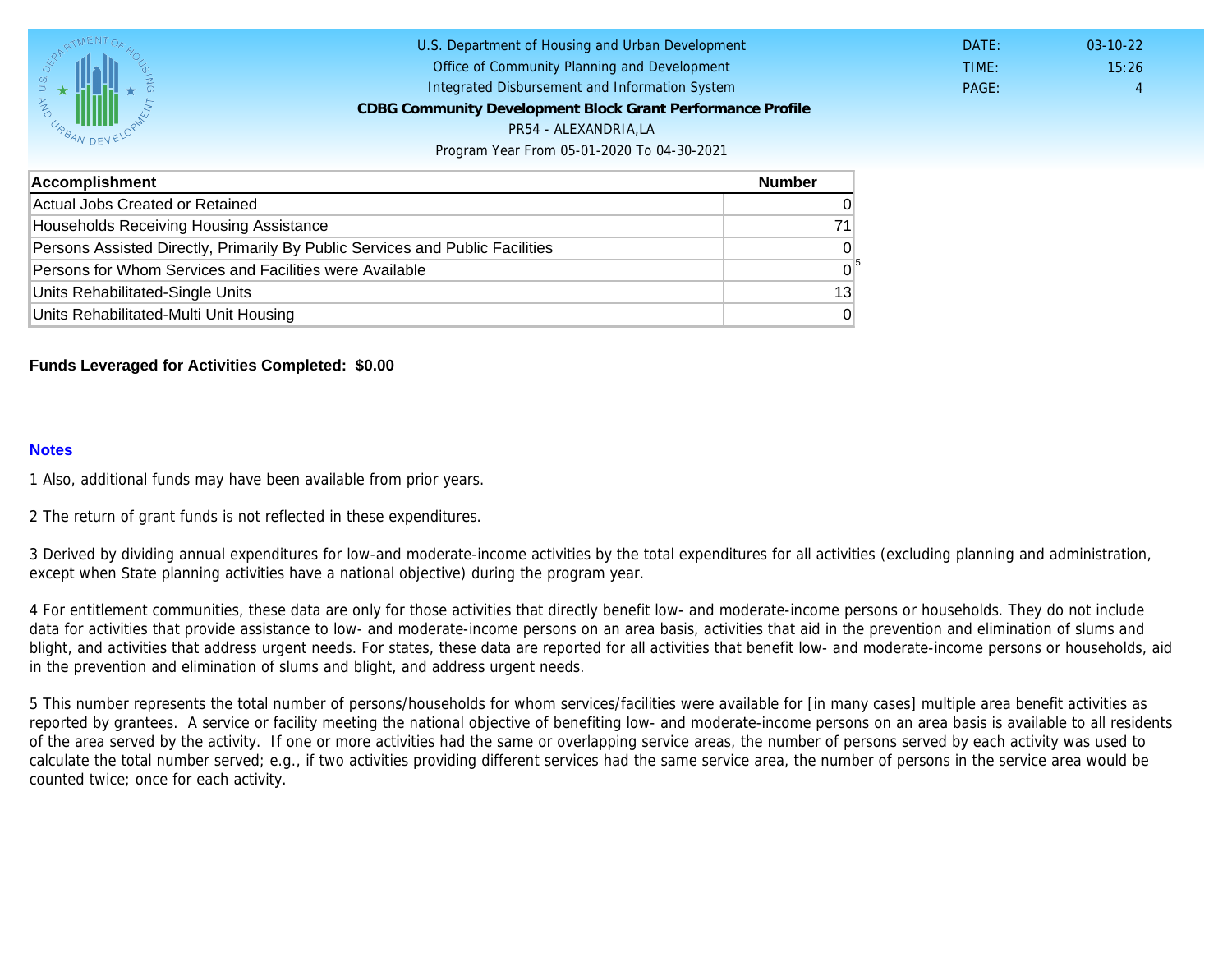U.S. Department of Housing and Urban Development
Office of Community Planning and Development
Integrated Disbursement and Information System
**CDBG Community Development Block Grant Performance Profile**
PR54 - ALEXANDRIA,LA
Program Year From 05-01-2020 To 04-30-2021

DATE: 03-10-22
TIME: 15:26

| Accomplishment | Number |
|---|---|
| Actual Jobs Created or Retained | 0 |
| Households Receiving Housing Assistance | 71 |
| Persons Assisted Directly, Primarily By Public Services and Public Facilities | 0 |
| Persons for Whom Services and Facilities were Available | 0 [5] |
| Units Rehabilitated-Single Units | 13 |
| Units Rehabilitated-Multi Unit Housing | 0 |

**Funds Leveraged for Activities Completed: $0.00**

## Notes

1 Also, additional funds may have been available from prior years.

2 The return of grant funds is not reflected in these expenditures.

3 Derived by dividing annual expenditures for low-and moderate-income activities by the total expenditures for all activities (excluding planning and administration, except when State planning activities have a national objective) during the program year.

4 For entitlement communities, these data are only for those activities that directly benefit low- and moderate-income persons or households. They do not include data for activities that provide assistance to low- and moderate-income persons on an area basis, activities that aid in the prevention and elimination of slums and blight, and activities that address urgent needs. For states, these data are reported for all activities that benefit low- and moderate-income persons or households, aid in the prevention and elimination of slums and blight, and address urgent needs.

5 This number represents the total number of persons/households for whom services/facilities were available for [in many cases] multiple area benefit activities as reported by grantees. A service or facility meeting the national objective of benefiting low- and moderate-income persons on an area basis is available to all residents of the area served by the activity. If one or more activities had the same or overlapping service areas, the number of persons served by each activity was used to calculate the total number served; e.g., if two activities providing different services had the same service area, the number of persons in the service area would be counted twice; once for each activity.